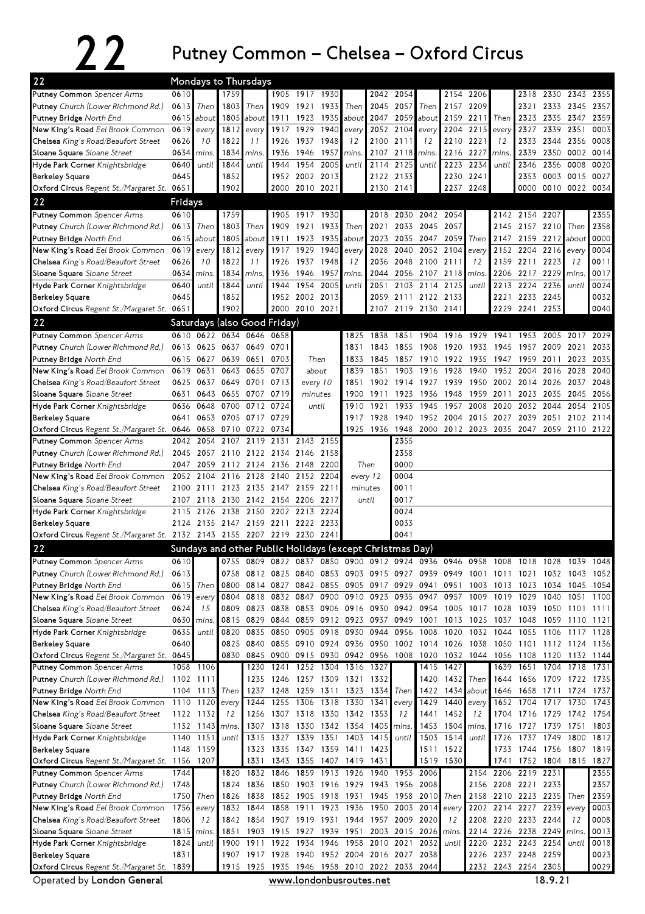# 22 Putney Common – Chelsea – Oxford Circus

## Mondays to Thursdays

| Stop | | | | | | | | | | | | | | | | | | | | |
|---|---|---|---|---|---|---|---|---|---|---|---|---|---|---|---|---|---|---|---|---|
| Putney Common *Spencer Arms* | 0610 | | 1759 | | 1905 | 1917 | 1930 | | 2042 | 2054 | | 2154 | 2206 | | 2318 | 2330 | 2343 | 2355 |
| Putney *Church (Lower Richmond Rd.)* | 0613 | Then | 1803 | Then | 1909 | 1921 | 1933 | Then | 2045 | 2057 | Then | 2157 | 2209 | | 2321 | 2333 | 2345 | 2357 |
| Putney Bridge *North End* | 0615 | about | 1805 | about | 1911 | 1923 | 1935 | about | 2047 | 2059 | about | 2159 | 2211 | Then | 2323 | 2335 | 2347 | 2359 |
| New King's Road *Eel Brook Common* | 0619 | every | 1812 | every | 1917 | 1929 | 1940 | every | 2052 | 2104 | every | 2204 | 2215 | every | 2327 | 2339 | 2351 | 0003 |
| Chelsea *King's Road/Beaufort Street* | 0626 | 10 | 1822 | 11 | 1926 | 1937 | 1948 | 12 | 2100 | 2111 | 12 | 2210 | 2221 | 12 | 2333 | 2344 | 2356 | 0008 |
| Sloane Square *Sloane Street* | 0634 | mins. | 1834 | mins. | 1936 | 1946 | 1957 | mins. | 2107 | 2118 | mins. | 2216 | 2227 | mins. | 2339 | 2350 | 0002 | 0014 |
| Hyde Park Corner *Knightsbridge* | 0640 | until | 1844 | until | 1944 | 1954 | 2005 | until | 2114 | 2125 | until | 2223 | 2234 | until | 2346 | 2356 | 0008 | 0020 |
| Berkeley Square | 0645 | | 1852 | | 1952 | 2002 | 2013 | | 2122 | 2133 | | 2230 | 2241 | | 2353 | 0003 | 0015 | 0027 |
| Oxford Circus *Regent St./Margaret St.* | 0651 | | 1902 | | 2000 | 2010 | 2021 | | 2130 | 2141 | | 2237 | 2248 | | 0000 | 0010 | 0022 | 0034 |

## Fridays

| Stop | | | | | | | | | | | | | | | | | | | | |
|---|---|---|---|---|---|---|---|---|---|---|---|---|---|---|---|---|---|---|---|---|
| Putney Common *Spencer Arms* | 0610 | | 1759 | | 1905 | 1917 | 1930 | | 2018 | 2030 | 2042 | 2054 | | 2142 | 2154 | 2207 | | 2355 |
| Putney *Church (Lower Richmond Rd.)* | 0613 | Then | 1803 | Then | 1909 | 1921 | 1933 | Then | 2021 | 2033 | 2045 | 2057 | | 2145 | 2157 | 2210 | Then | 2358 |
| Putney Bridge *North End* | 0615 | about | 1805 | about | 1911 | 1923 | 1935 | about | 2023 | 2035 | 2047 | 2059 | Then | 2147 | 2159 | 2212 | about | 0000 |
| New King's Road *Eel Brook Common* | 0619 | every | 1812 | every | 1917 | 1929 | 1940 | every | 2028 | 2040 | 2052 | 2104 | every | 2152 | 2204 | 2216 | every | 0004 |
| Chelsea *King's Road/Beaufort Street* | 0626 | 10 | 1822 | 11 | 1926 | 1937 | 1948 | 12 | 2036 | 2048 | 2100 | 2111 | 12 | 2159 | 2211 | 2223 | 12 | 0011 |
| Sloane Square *Sloane Street* | 0634 | mins. | 1834 | mins. | 1936 | 1946 | 1957 | mins. | 2044 | 2056 | 2107 | 2118 | mins. | 2206 | 2217 | 2229 | mins. | 0017 |
| Hyde Park Corner *Knightsbridge* | 0640 | until | 1844 | until | 1944 | 1954 | 2005 | until | 2051 | 2103 | 2114 | 2125 | until | 2213 | 2224 | 2236 | until | 0024 |
| Berkeley Square | 0645 | | 1852 | | 1952 | 2002 | 2013 | | 2059 | 2111 | 2122 | 2133 | | 2221 | 2233 | 2245 | | 0032 |
| Oxford Circus *Regent St./Margaret St.* | 0651 | | 1902 | | 2000 | 2010 | 2021 | | 2107 | 2119 | 2130 | 2141 | | 2229 | 2241 | 2253 | | 0040 |

## Saturdays (also Good Friday)

| Stop | | | | | | | | | | | | | | | | | |
|---|---|---|---|---|---|---|---|---|---|---|---|---|---|---|---|---|---|
| Putney Common *Spencer Arms* | 0610 | 0622 | 0634 | 0646 | 0658 | | 1825 | 1838 | 1851 | 1904 | 1916 | 1929 | 1941 | 1953 | 2005 | 2017 | 2029 |
| Putney *Church (Lower Richmond Rd.)* | 0613 | 0625 | 0637 | 0649 | 0701 | | 1831 | 1843 | 1855 | 1908 | 1920 | 1933 | 1945 | 1957 | 2009 | 2021 | 2033 |
| Putney Bridge *North End* | 0615 | 0627 | 0639 | 0651 | 0703 | Then | 1833 | 1845 | 1857 | 1910 | 1922 | 1935 | 1947 | 1959 | 2011 | 2023 | 2035 |
| New King's Road *Eel Brook Common* | 0619 | 0631 | 0643 | 0655 | 0707 | about | 1839 | 1851 | 1903 | 1916 | 1928 | 1940 | 1952 | 2004 | 2016 | 2028 | 2040 |
| Chelsea *King's Road/Beaufort Street* | 0625 | 0637 | 0649 | 0701 | 0713 | every 10 | 1851 | 1902 | 1914 | 1927 | 1939 | 1950 | 2002 | 2014 | 2026 | 2037 | 2048 |
| Sloane Square *Sloane Street* | 0631 | 0643 | 0655 | 0707 | 0719 | minutes | 1900 | 1911 | 1923 | 1936 | 1948 | 1959 | 2011 | 2023 | 2035 | 2045 | 2056 |
| Hyde Park Corner *Knightsbridge* | 0636 | 0648 | 0700 | 0712 | 0724 | until | 1910 | 1921 | 1933 | 1945 | 1957 | 2008 | 2020 | 2032 | 2044 | 2054 | 2105 |
| Berkeley Square | 0641 | 0653 | 0705 | 0717 | 0729 | | 1917 | 1928 | 1940 | 1952 | 2004 | 2015 | 2027 | 2039 | 2051 | 2102 | 2114 |
| Oxford Circus *Regent St./Margaret St.* | 0646 | 0658 | 0710 | 0722 | 0734 | | 1925 | 1936 | 1948 | 2000 | 2012 | 2023 | 2035 | 2047 | 2059 | 2110 | 2122 |

| Stop | | | | | | | | | |
|---|---|---|---|---|---|---|---|---|---|
| Putney Common *Spencer Arms* | 2042 | 2054 | 2107 | 2119 | 2131 | 2143 | 2155 | | 2355 |
| Putney *Church (Lower Richmond Rd.)* | 2045 | 2057 | 2110 | 2122 | 2134 | 2146 | 2158 | | 2358 |
| Putney Bridge *North End* | 2047 | 2059 | 2112 | 2124 | 2136 | 2148 | 2200 | Then | 0000 |
| New King's Road *Eel Brook Common* | 2052 | 2104 | 2116 | 2128 | 2140 | 2152 | 2204 | every 12 | 0004 |
| Chelsea *King's Road/Beaufort Street* | 2100 | 2111 | 2123 | 2135 | 2147 | 2159 | 2211 | minutes | 0011 |
| Sloane Square *Sloane Street* | 2107 | 2118 | 2130 | 2142 | 2154 | 2206 | 2217 | until | 0017 |
| Hyde Park Corner *Knightsbridge* | 2115 | 2126 | 2138 | 2150 | 2202 | 2213 | 2224 | | 0024 |
| Berkeley Square | 2124 | 2135 | 2147 | 2159 | 2211 | 2222 | 2233 | | 0033 |
| Oxford Circus *Regent St./Margaret St.* | 2132 | 2143 | 2155 | 2207 | 2219 | 2230 | 2241 | | 0041 |

## Sundays and other Public Holidays (except Christmas Day)

| Stop | | | | | | | | | | | | | | | | | | | |
|---|---|---|---|---|---|---|---|---|---|---|---|---|---|---|---|---|---|---|---|
| Putney Common *Spencer Arms* | 0610 | | 0755 | 0809 | 0822 | 0837 | 0850 | 0900 | 0912 | 0924 | 0936 | 0946 | 0958 | 1008 | 1018 | 1028 | 1039 | 1048 |
| Putney *Church (Lower Richmond Rd.)* | 0613 | | 0758 | 0812 | 0825 | 0840 | 0853 | 0903 | 0915 | 0927 | 0939 | 0949 | 1001 | 1011 | 1021 | 1032 | 1043 | 1052 |
| Putney Bridge *North End* | 0615 | Then | 0800 | 0814 | 0827 | 0842 | 0855 | 0905 | 0917 | 0929 | 0941 | 0951 | 1003 | 1013 | 1023 | 1034 | 1045 | 1054 |
| New King's Road *Eel Brook Common* | 0619 | every | 0804 | 0818 | 0832 | 0847 | 0900 | 0910 | 0923 | 0935 | 0947 | 0957 | 1009 | 1019 | 1029 | 1040 | 1051 | 1100 |
| Chelsea *King's Road/Beaufort Street* | 0624 | 15 | 0809 | 0823 | 0838 | 0853 | 0906 | 0916 | 0930 | 0942 | 0954 | 1005 | 1017 | 1028 | 1039 | 1050 | 1101 | 1111 |
| Sloane Square *Sloane Street* | 0630 | mins. | 0815 | 0829 | 0844 | 0859 | 0912 | 0923 | 0937 | 0949 | 1001 | 1013 | 1025 | 1037 | 1048 | 1059 | 1110 | 1121 |
| Hyde Park Corner *Knightsbridge* | 0635 | until | 0820 | 0835 | 0850 | 0905 | 0918 | 0930 | 0944 | 0956 | 1008 | 1020 | 1032 | 1044 | 1055 | 1106 | 1117 | 1128 |
| Berkeley Square | 0640 | | 0825 | 0840 | 0855 | 0910 | 0924 | 0936 | 0950 | 1002 | 1014 | 1026 | 1038 | 1050 | 1101 | 1112 | 1124 | 1136 |
| Oxford Circus *Regent St./Margaret St.* | 0645 | | 0830 | 0845 | 0900 | 0915 | 0930 | 0942 | 0956 | 1008 | 1020 | 1032 | 1044 | 1056 | 1108 | 1120 | 1132 | 1144 |

| Stop | | | | | | | | | | | | | | | | | | | |
|---|---|---|---|---|---|---|---|---|---|---|---|---|---|---|---|---|---|---|---|
| Putney Common *Spencer Arms* | 1058 | 1106 | | 1230 | 1241 | 1252 | 1304 | 1316 | 1327 | | 1415 | 1427 | | 1639 | 1651 | 1704 | 1718 | 1731 |
| Putney *Church (Lower Richmond Rd.)* | 1102 | 1111 | | 1235 | 1246 | 1257 | 1309 | 1321 | 1332 | | 1420 | 1432 | Then | 1644 | 1656 | 1709 | 1722 | 1735 |
| Putney Bridge *North End* | 1104 | 1113 | Then | 1237 | 1248 | 1259 | 1311 | 1323 | 1334 | Then | 1422 | 1434 | about | 1646 | 1658 | 1711 | 1724 | 1737 |
| New King's Road *Eel Brook Common* | 1110 | 1120 | every | 1244 | 1255 | 1306 | 1318 | 1330 | 1341 | every | 1429 | 1440 | every | 1652 | 1704 | 1717 | 1730 | 1743 |
| Chelsea *King's Road/Beaufort Street* | 1122 | 1132 | 12 | 1256 | 1307 | 1318 | 1330 | 1342 | 1353 | 12 | 1441 | 1452 | 12 | 1704 | 1716 | 1729 | 1742 | 1754 |
| Sloane Square *Sloane Street* | 1132 | 1143 | mins. | 1307 | 1318 | 1330 | 1342 | 1354 | 1405 | mins. | 1453 | 1504 | mins. | 1716 | 1727 | 1739 | 1751 | 1803 |
| Hyde Park Corner *Knightsbridge* | 1140 | 1151 | until | 1315 | 1327 | 1339 | 1351 | 1403 | 1415 | until | 1503 | 1514 | until | 1726 | 1737 | 1749 | 1800 | 1812 |
| Berkeley Square | 1148 | 1159 | | 1323 | 1335 | 1347 | 1359 | 1411 | 1423 | | 1511 | 1522 | | 1733 | 1744 | 1756 | 1807 | 1819 |
| Oxford Circus *Regent St./Margaret St.* | 1156 | 1207 | | 1331 | 1343 | 1355 | 1407 | 1419 | 1431 | | 1519 | 1530 | | 1741 | 1752 | 1804 | 1815 | 1827 |

| Stop | | | | | | | | | | | | | | | | | | | |
|---|---|---|---|---|---|---|---|---|---|---|---|---|---|---|---|---|---|---|---|
| Putney Common *Spencer Arms* | 1744 | | 1820 | 1832 | 1846 | 1859 | 1913 | 1926 | 1940 | 1953 | 2006 | | 2154 | 2206 | 2219 | 2231 | | 2355 |
| Putney *Church (Lower Richmond Rd.)* | 1748 | | 1824 | 1836 | 1850 | 1903 | 1916 | 1929 | 1943 | 1956 | 2008 | | 2156 | 2208 | 2221 | 2233 | | 2357 |
| Putney Bridge *North End* | 1750 | Then | 1826 | 1838 | 1852 | 1905 | 1918 | 1931 | 1945 | 1958 | 2010 | Then | 2158 | 2210 | 2223 | 2235 | Then | 2359 |
| New King's Road *Eel Brook Common* | 1756 | every | 1832 | 1844 | 1858 | 1911 | 1923 | 1936 | 1950 | 2003 | 2014 | every | 2202 | 2214 | 2227 | 2239 | every | 0003 |
| Chelsea *King's Road/Beaufort Street* | 1806 | 12 | 1842 | 1854 | 1907 | 1919 | 1931 | 1944 | 1957 | 2009 | 2020 | 12 | 2208 | 2220 | 2233 | 2244 | 12 | 0008 |
| Sloane Square *Sloane Street* | 1815 | mins. | 1851 | 1903 | 1915 | 1927 | 1939 | 1951 | 2003 | 2015 | 2026 | mins. | 2214 | 2226 | 2238 | 2249 | mins. | 0013 |
| Hyde Park Corner *Knightsbridge* | 1824 | until | 1900 | 1911 | 1922 | 1934 | 1946 | 1958 | 2010 | 2021 | 2032 | until | 2220 | 2232 | 2243 | 2254 | until | 0018 |
| Berkeley Square | 1831 | | 1907 | 1917 | 1928 | 1940 | 1952 | 2004 | 2016 | 2027 | 2038 | | 2226 | 2237 | 2248 | 2259 | | 0023 |
| Oxford Circus *Regent St./Margaret St.* | 1839 | | 1915 | 1925 | 1935 | 1946 | 1958 | 2010 | 2022 | 2033 | 2044 | | 2232 | 2243 | 2254 | 2305 | | 0029 |

Operated by **London General** www.londonbusroutes.net 18.9.21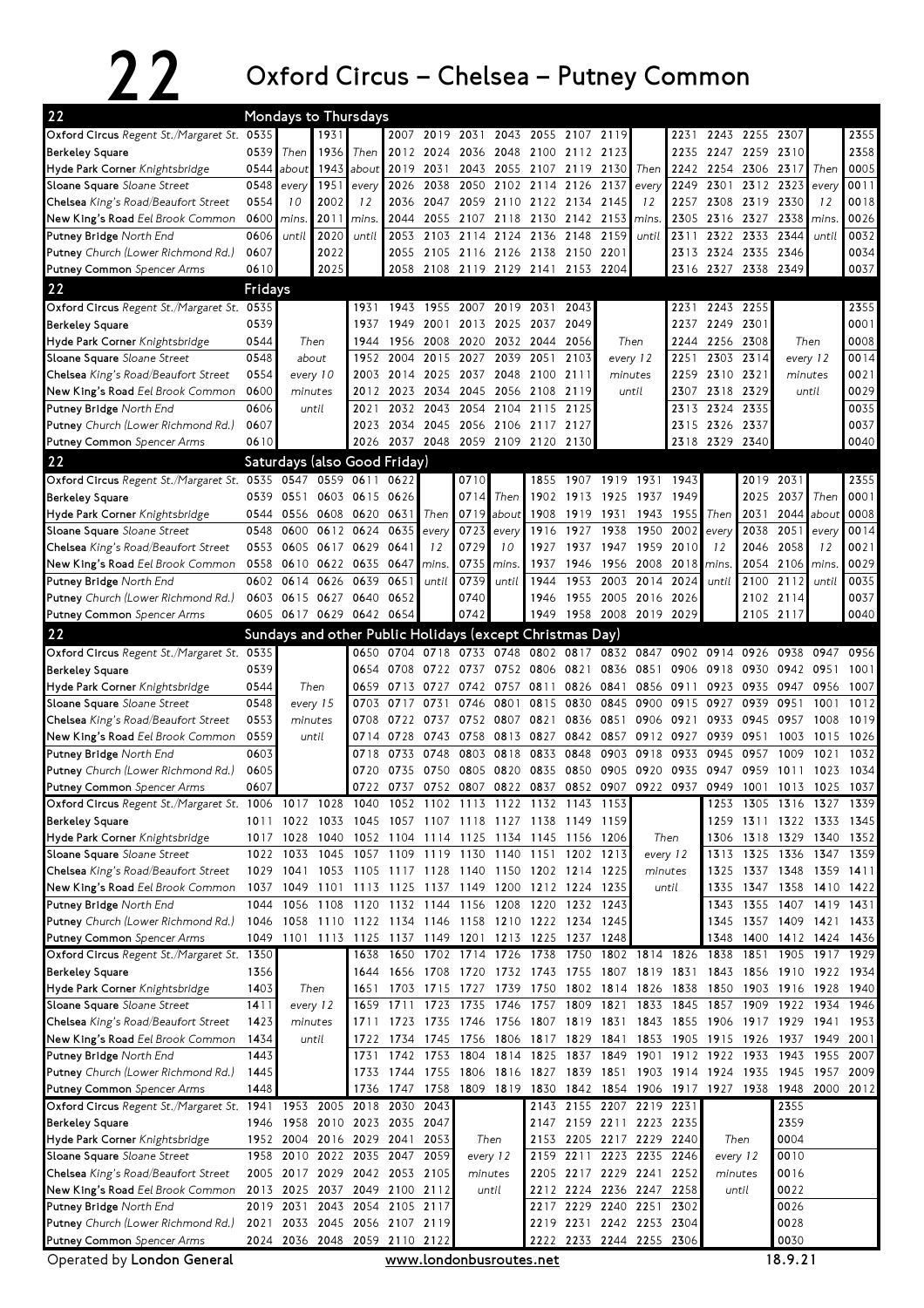# 22 Oxford Circus – Chelsea – Putney Common

## Mondays to Thursdays

| 22 | | | | | | | | | | | | | | | | | | | | |
|---|---|---|---|---|---|---|---|---|---|---|---|---|---|---|---|---|---|---|---|---|
| Oxford Circus Regent St./Margaret St. | 0535 | Then | 1931 | Then | 2007 | 2019 | 2031 | 2043 | 2055 | 2107 | 2119 | Then | 2231 | 2243 | 2255 | 2307 | Then | 2355 |
| Berkeley Square | 0539 | about | 1936 | about | 2012 | 2024 | 2036 | 2048 | 2100 | 2112 | 2123 | every | 2235 | 2247 | 2259 | 2310 | every | 2358 |
| Hyde Park Corner Knightsbridge | 0544 | every | 1943 | every | 2019 | 2031 | 2043 | 2055 | 2107 | 2119 | 2130 | 12 | 2242 | 2254 | 2306 | 2317 | 12 | 0005 |
| Sloane Square Sloane Street | 0548 | 10 | 1951 | 12 | 2026 | 2038 | 2050 | 2102 | 2114 | 2126 | 2137 | mins. | 2249 | 2301 | 2312 | 2323 | mins. | 0011 |
| Chelsea King's Road/Beaufort Street | 0554 | mins. | 2002 | mins. | 2036 | 2047 | 2059 | 2110 | 2122 | 2134 | 2145 | until | 2257 | 2308 | 2319 | 2330 | until | 0018 |
| New King's Road Eel Brook Common | 0600 | until | 2011 | until | 2044 | 2055 | 2107 | 2118 | 2130 | 2142 | 2153 | | 2305 | 2316 | 2327 | 2338 | | 0026 |
| Putney Bridge North End | 0606 | | 2020 | | 2053 | 2103 | 2114 | 2124 | 2136 | 2148 | 2159 | | 2311 | 2322 | 2333 | 2344 | | 0032 |
| Putney Church (Lower Richmond Rd.) | 0607 | | 2022 | | 2055 | 2105 | 2116 | 2126 | 2138 | 2150 | 2201 | | 2313 | 2324 | 2335 | 2346 | | 0034 |
| Putney Common Spencer Arms | 0610 | | 2025 | | 2058 | 2108 | 2119 | 2129 | 2141 | 2153 | 2204 | | 2316 | 2327 | 2338 | 2349 | | 0037 |

## Fridays

| 22 | | | | | | | | | | | | | | | | | |
|---|---|---|---|---|---|---|---|---|---|---|---|---|---|---|---|---|
| Oxford Circus Regent St./Margaret St. | 0535 | Then about every 10 minutes until | 1931 | 1943 | 1955 | 2007 | 2019 | 2031 | 2043 | Then every 12 minutes until | 2231 | 2243 | 2255 | Then every 12 minutes until | 2355 |
| Berkeley Square | 0539 | | 1937 | 1949 | 2001 | 2013 | 2025 | 2037 | 2049 | | 2237 | 2249 | 2301 | | 0001 |
| Hyde Park Corner Knightsbridge | 0544 | | 1944 | 1956 | 2008 | 2020 | 2032 | 2044 | 2056 | | 2244 | 2256 | 2308 | | 0008 |
| Sloane Square Sloane Street | 0548 | | 1952 | 2004 | 2015 | 2027 | 2039 | 2051 | 2103 | | 2251 | 2303 | 2314 | | 0014 |
| Chelsea King's Road/Beaufort Street | 0554 | | 2003 | 2014 | 2025 | 2037 | 2048 | 2100 | 2111 | | 2259 | 2310 | 2321 | | 0021 |
| New King's Road Eel Brook Common | 0600 | | 2012 | 2023 | 2034 | 2045 | 2056 | 2108 | 2119 | | 2307 | 2318 | 2329 | | 0029 |
| Putney Bridge North End | 0606 | | 2021 | 2032 | 2043 | 2054 | 2104 | 2115 | 2125 | | 2313 | 2324 | 2335 | | 0035 |
| Putney Church (Lower Richmond Rd.) | 0607 | | 2023 | 2034 | 2045 | 2056 | 2106 | 2117 | 2127 | | 2315 | 2326 | 2337 | | 0037 |
| Putney Common Spencer Arms | 0610 | | 2026 | 2037 | 2048 | 2059 | 2109 | 2120 | 2130 | | 2318 | 2329 | 2340 | | 0040 |

## Saturdays (also Good Friday)

| 22 | | | | | | | | | | | | | | | | | | | | |
|---|---|---|---|---|---|---|---|---|---|---|---|---|---|---|---|---|---|---|---|---|
| Oxford Circus Regent St./Margaret St. | 0535 | 0547 | 0559 | 0611 | 0622 | Then | 0710 | Then | 1855 | 1907 | 1919 | 1931 | 1943 | Then | 2019 | 2031 | Then | 2355 |
| Berkeley Square | 0539 | 0551 | 0603 | 0615 | 0626 | every | 0714 | about | 1902 | 1913 | 1925 | 1937 | 1949 | every | 2025 | 2037 | about | 0001 |
| Hyde Park Corner Knightsbridge | 0544 | 0556 | 0608 | 0620 | 0631 | 12 | 0719 | every | 1908 | 1919 | 1931 | 1943 | 1955 | 12 | 2031 | 2044 | every | 0008 |
| Sloane Square Sloane Street | 0548 | 0600 | 0612 | 0624 | 0635 | mins. | 0723 | 10 | 1916 | 1927 | 1938 | 1950 | 2002 | mins. | 2038 | 2051 | 12 | 0014 |
| Chelsea King's Road/Beaufort Street | 0553 | 0605 | 0617 | 0629 | 0641 | until | 0729 | mins. | 1927 | 1937 | 1947 | 1959 | 2010 | until | 2046 | 2058 | mins. | 0021 |
| New King's Road Eel Brook Common | 0558 | 0610 | 0622 | 0635 | 0647 | | 0735 | until | 1937 | 1946 | 1956 | 2008 | 2018 | | 2054 | 2106 | until | 0029 |
| Putney Bridge North End | 0602 | 0614 | 0626 | 0639 | 0651 | | 0739 | | 1944 | 1953 | 2003 | 2014 | 2024 | | 2100 | 2112 | | 0035 |
| Putney Church (Lower Richmond Rd.) | 0603 | 0615 | 0627 | 0640 | 0652 | | 0740 | | 1946 | 1955 | 2005 | 2016 | 2026 | | 2102 | 2114 | | 0037 |
| Putney Common Spencer Arms | 0605 | 0617 | 0629 | 0642 | 0654 | | 0742 | | 1949 | 1958 | 2008 | 2019 | 2029 | | 2105 | 2117 | | 0040 |

## Sundays and other Public Holidays (except Christmas Day)

| 22 | | | | | | | | | | | | | | | | | |
|---|---|---|---|---|---|---|---|---|---|---|---|---|---|---|---|---|---|
| Oxford Circus Regent St./Margaret St. | 0535 | Then every 15 minutes until | 0650 | 0704 | 0718 | 0733 | 0748 | 0802 | 0817 | 0832 | 0847 | 0902 | 0914 | 0926 | 0938 | 0947 | 0956 |
| Berkeley Square | 0539 | | 0654 | 0708 | 0722 | 0737 | 0752 | 0806 | 0821 | 0836 | 0851 | 0906 | 0918 | 0930 | 0942 | 0951 | 1001 |
| Hyde Park Corner Knightsbridge | 0544 | | 0659 | 0713 | 0727 | 0742 | 0757 | 0811 | 0826 | 0841 | 0856 | 0911 | 0923 | 0935 | 0947 | 0956 | 1007 |
| Sloane Square Sloane Street | 0548 | | 0703 | 0717 | 0731 | 0746 | 0801 | 0815 | 0830 | 0845 | 0900 | 0915 | 0927 | 0939 | 0951 | 1001 | 1012 |
| Chelsea King's Road/Beaufort Street | 0553 | | 0708 | 0722 | 0737 | 0752 | 0807 | 0821 | 0836 | 0851 | 0906 | 0921 | 0933 | 0945 | 0957 | 1008 | 1019 |
| New King's Road Eel Brook Common | 0559 | | 0714 | 0728 | 0743 | 0758 | 0813 | 0827 | 0842 | 0857 | 0912 | 0927 | 0939 | 0951 | 1003 | 1015 | 1026 |
| Putney Bridge North End | 0603 | | 0718 | 0733 | 0748 | 0803 | 0818 | 0833 | 0848 | 0903 | 0918 | 0933 | 0945 | 0957 | 1009 | 1021 | 1032 |
| Putney Church (Lower Richmond Rd.) | 0605 | | 0720 | 0735 | 0750 | 0805 | 0820 | 0835 | 0850 | 0905 | 0920 | 0935 | 0947 | 0959 | 1011 | 1023 | 1034 |
| Putney Common Spencer Arms | 0607 | | 0722 | 0737 | 0752 | 0807 | 0822 | 0837 | 0852 | 0907 | 0922 | 0937 | 0949 | 1001 | 1013 | 1025 | 1037 |

| | | | | | | | | | | | | | | | | | |
|---|---|---|---|---|---|---|---|---|---|---|---|---|---|---|---|---|---|
| Oxford Circus Regent St./Margaret St. | 1006 | 1017 | 1028 | 1040 | 1052 | 1102 | 1113 | 1122 | 1132 | 1143 | 1153 | Then every 12 minutes until | 1253 | 1305 | 1316 | 1327 | 1339 |
| Berkeley Square | 1011 | 1022 | 1033 | 1045 | 1057 | 1107 | 1118 | 1127 | 1138 | 1149 | 1159 | | 1259 | 1311 | 1322 | 1333 | 1345 |
| Hyde Park Corner Knightsbridge | 1017 | 1028 | 1040 | 1052 | 1104 | 1114 | 1125 | 1134 | 1145 | 1156 | 1206 | | 1306 | 1318 | 1329 | 1340 | 1352 |
| Sloane Square Sloane Street | 1022 | 1033 | 1045 | 1057 | 1109 | 1119 | 1130 | 1140 | 1151 | 1202 | 1213 | | 1313 | 1325 | 1336 | 1347 | 1359 |
| Chelsea King's Road/Beaufort Street | 1029 | 1041 | 1053 | 1105 | 1117 | 1128 | 1140 | 1150 | 1202 | 1214 | 1225 | | 1325 | 1337 | 1348 | 1359 | 1411 |
| New King's Road Eel Brook Common | 1037 | 1049 | 1101 | 1113 | 1125 | 1137 | 1149 | 1200 | 1212 | 1224 | 1235 | | 1335 | 1347 | 1358 | 1410 | 1422 |
| Putney Bridge North End | 1044 | 1056 | 1108 | 1120 | 1132 | 1144 | 1156 | 1208 | 1220 | 1232 | 1243 | | 1343 | 1355 | 1407 | 1419 | 1431 |
| Putney Church (Lower Richmond Rd.) | 1046 | 1058 | 1110 | 1122 | 1134 | 1146 | 1158 | 1210 | 1222 | 1234 | 1245 | | 1345 | 1357 | 1409 | 1421 | 1433 |
| Putney Common Spencer Arms | 1049 | 1101 | 1113 | 1125 | 1137 | 1149 | 1201 | 1213 | 1225 | 1237 | 1248 | | 1348 | 1400 | 1412 | 1424 | 1436 |

| | | | | | | | | | | | | | | | | | |
|---|---|---|---|---|---|---|---|---|---|---|---|---|---|---|---|---|---|
| Oxford Circus Regent St./Margaret St. | 1350 | Then every 12 minutes until | 1638 | 1650 | 1702 | 1714 | 1726 | 1738 | 1750 | 1802 | 1814 | 1826 | 1838 | 1851 | 1905 | 1917 | 1929 |
| Berkeley Square | 1356 | | 1644 | 1656 | 1708 | 1720 | 1732 | 1743 | 1755 | 1807 | 1819 | 1831 | 1843 | 1856 | 1910 | 1922 | 1934 |
| Hyde Park Corner Knightsbridge | 1403 | | 1651 | 1703 | 1715 | 1727 | 1739 | 1750 | 1802 | 1814 | 1826 | 1838 | 1850 | 1903 | 1916 | 1928 | 1940 |
| Sloane Square Sloane Street | 1411 | | 1659 | 1711 | 1723 | 1735 | 1746 | 1757 | 1809 | 1821 | 1833 | 1845 | 1857 | 1909 | 1922 | 1934 | 1946 |
| Chelsea King's Road/Beaufort Street | 1423 | | 1711 | 1723 | 1735 | 1746 | 1756 | 1807 | 1819 | 1831 | 1843 | 1855 | 1906 | 1917 | 1929 | 1941 | 1953 |
| New King's Road Eel Brook Common | 1434 | | 1722 | 1734 | 1745 | 1756 | 1806 | 1817 | 1829 | 1841 | 1853 | 1905 | 1915 | 1926 | 1937 | 1949 | 2001 |
| Putney Bridge North End | 1443 | | 1731 | 1742 | 1753 | 1804 | 1814 | 1825 | 1837 | 1849 | 1901 | 1912 | 1922 | 1933 | 1943 | 1955 | 2007 |
| Putney Church (Lower Richmond Rd.) | 1445 | | 1733 | 1744 | 1755 | 1806 | 1816 | 1827 | 1839 | 1851 | 1903 | 1914 | 1924 | 1935 | 1945 | 1957 | 2009 |
| Putney Common Spencer Arms | 1448 | | 1736 | 1747 | 1758 | 1809 | 1819 | 1830 | 1842 | 1854 | 1906 | 1917 | 1927 | 1938 | 1948 | 2000 | 2012 |

| | | | | | | | | | | | | | | | |
|---|---|---|---|---|---|---|---|---|---|---|---|---|---|---|---|
| Oxford Circus Regent St./Margaret St. | 1941 | 1953 | 2005 | 2018 | 2030 | 2043 | Then every 12 minutes until | 2143 | 2155 | 2207 | 2219 | 2231 | Then every 12 minutes until | 2355 |
| Berkeley Square | 1946 | 1958 | 2010 | 2023 | 2035 | 2047 | | 2147 | 2159 | 2211 | 2223 | 2235 | | 2359 |
| Hyde Park Corner Knightsbridge | 1952 | 2004 | 2016 | 2029 | 2041 | 2053 | | 2153 | 2205 | 2217 | 2229 | 2240 | | 0004 |
| Sloane Square Sloane Street | 1958 | 2010 | 2022 | 2035 | 2047 | 2059 | | 2159 | 2211 | 2223 | 2235 | 2246 | | 0010 |
| Chelsea King's Road/Beaufort Street | 2005 | 2017 | 2029 | 2042 | 2053 | 2105 | | 2205 | 2217 | 2229 | 2241 | 2252 | | 0016 |
| New King's Road Eel Brook Common | 2013 | 2025 | 2037 | 2049 | 2100 | 2112 | | 2212 | 2224 | 2236 | 2247 | 2258 | | 0022 |
| Putney Bridge North End | 2019 | 2031 | 2043 | 2054 | 2105 | 2117 | | 2217 | 2229 | 2240 | 2251 | 2302 | | 0026 |
| Putney Church (Lower Richmond Rd.) | 2021 | 2033 | 2045 | 2056 | 2107 | 2119 | | 2219 | 2231 | 2242 | 2253 | 2304 | | 0028 |
| Putney Common Spencer Arms | 2024 | 2036 | 2048 | 2059 | 2110 | 2122 | | 2222 | 2233 | 2244 | 2255 | 2306 | | 0030 |

Operated by **London General** www.londonbusroutes.net 18.9.21